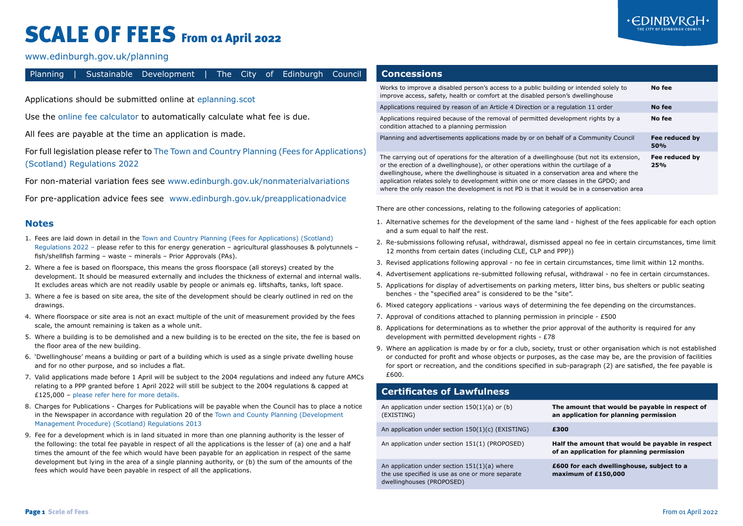# SCALE OF FEES From 01 April 2022

www.edinburgh.gov.uk/planning

Planning | Sustainable Development | The City of Edinburgh Council

Applications should be submitted online at eplanning.scot

Use the online fee calculator to automatically calculate what fee is due.

All fees are payable at the time an application is made.

For full legislation please refer to The Town and Country Planning (Fees for Applications) (Scotland) Regulations 2022

For non-material variation fees see www.edinburgh.gov.uk/nonmaterialvariations

For pre-application advice fees see www.edinburgh.gov.uk/preapplicationadvice

## Notes

1. Fees are laid down in detail in the Town and Country Planning (Fees for Applications) (Scotland) Regulations 2022 – please refer to this for energy generation – agricultural glasshouses & polytunnels – fish/shellfish farming – waste – minerals – Prior Approvals (PAs).
2. Where a fee is based on floorspace, this means the gross floorspace (all storeys) created by the development. It should be measured externally and includes the thickness of external and internal walls. It excludes areas which are not readily usable by people or animals eg. liftshafts, tanks, loft space.
3. Where a fee is based on site area, the site of the development should be clearly outlined in red on the drawings.
4. Where floorspace or site area is not an exact multiple of the unit of measurement provided by the fees scale, the amount remaining is taken as a whole unit.
5. Where a building is to be demolished and a new building is to be erected on the site, the fee is based on the floor area of the new building.
6. 'Dwellinghouse' means a building or part of a building which is used as a single private dwelling house and for no other purpose, and so includes a flat.
7. Valid applications made before 1 April will be subject to the 2004 regulations and indeed any future AMCs relating to a PPP granted before 1 April 2022 will still be subject to the 2004 regulations & capped at £125,000 – please refer here for more details.
8. Charges for Publications - Charges for Publications will be payable when the Council has to place a notice in the Newspaper in accordance with regulation 20 of the Town and County Planning (Development Management Procedure) (Scotland) Regulations 2013
9. Fee for a development which is in land situated in more than one planning authority is the lesser of the following: the total fee payable in respect of all the applications is the lesser of (a) one and a half times the amount of the fee which would have been payable for an application in respect of the same development but lying in the area of a single planning authority, or (b) the sum of the amounts of the fees which would have been payable in respect of all the applications.

## Concessions

| | |
|---|---|
| Works to improve a disabled person's access to a public building or intended solely to improve access, safety, health or comfort at the disabled person's dwellinghouse | **No fee** |
| Applications required by reason of an Article 4 Direction or a regulation 11 order | **No fee** |
| Applications required because of the removal of permitted development rights by a condition attached to a planning permission | **No fee** |
| Planning and advertisements applications made by or on behalf of a Community Council | **Fee reduced by 50%** |
| The carrying out of operations for the alteration of a dwellinghouse (but not its extension, or the erection of a dwellinghouse), or other operations within the curtilage of a dwellinghouse, where the dwellinghouse is situated in a conservation area and where the application relates solely to development within one or more classes in the GPDO; and where the only reason the development is not PD is that it would be in a conservation area | **Fee reduced by 25%** |

There are other concessions, relating to the following categories of application:

1. Alternative schemes for the development of the same land - highest of the fees applicable for each option and a sum equal to half the rest.
2. Re-submissions following refusal, withdrawal, dismissed appeal no fee in certain circumstances, time limit 12 months from certain dates (including CLE, CLP and PPP))
3. Revised applications following approval - no fee in certain circumstances, time limit within 12 months.
4. Advertisement applications re-submitted following refusal, withdrawal - no fee in certain circumstances.
5. Applications for display of advertisements on parking meters, litter bins, bus shelters or public seating benches - the "specified area" is considered to be the "site".
6. Mixed category applications - various ways of determining the fee depending on the circumstances.
7. Approval of conditions attached to planning permission in principle - £500
8. Applications for determinations as to whether the prior approval of the authority is required for any development with permitted development rights - £78
9. Where an application is made by or for a club, society, trust or other organisation which is not established or conducted for profit and whose objects or purposes, as the case may be, are the provision of facilities for sport or recreation, and the conditions specified in sub-paragraph (2) are satisfied, the fee payable is £600.

## Certificates of Lawfulness

| | |
|---|---|
| An application under section 150(1)(a) or (b) (EXISTING) | **The amount that would be payable in respect of an application for planning permission** |
| An application under section 150(1)(c) (EXISTING) | **£300** |
| An application under section 151(1) (PROPOSED) | **Half the amount that would be payable in respect of an application for planning permission** |
| An application under section 151(1)(a) where the use specified is use as one or more separate dwellinghouses (PROPOSED) | **£600 for each dwellinghouse, subject to a maximum of £150,000** |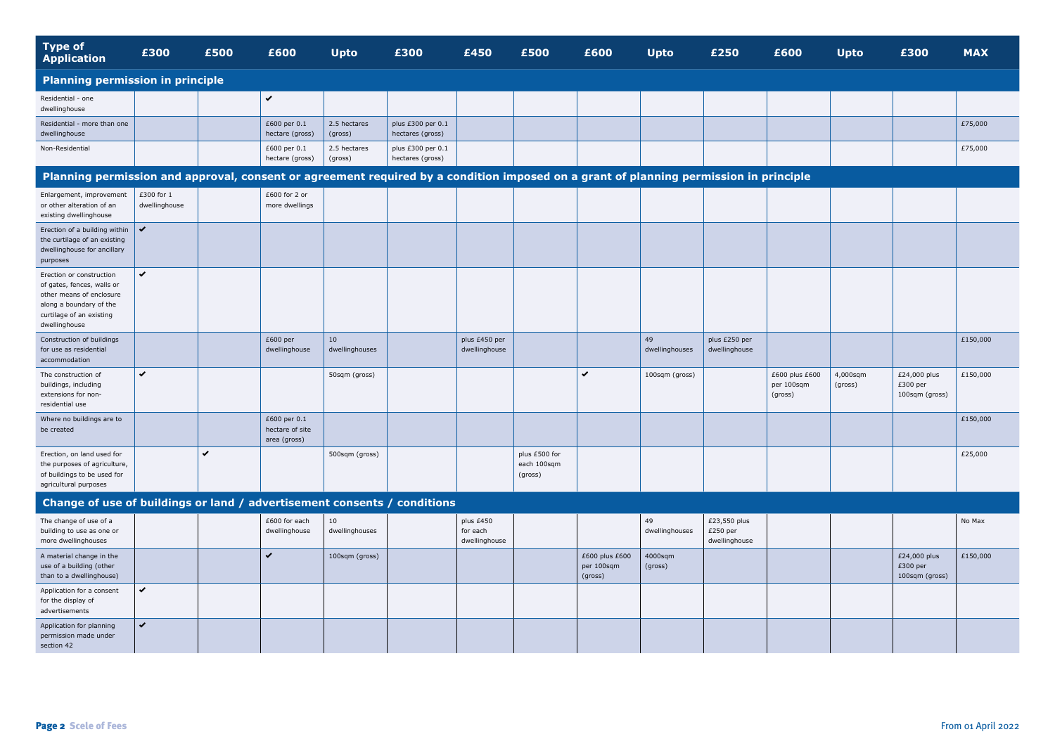| Type of Application | £300 | £500 | £600 | Upto | £300 | £450 | £500 | £600 | Upto | £250 | £600 | Upto | £300 | MAX |
|---|---|---|---|---|---|---|---|---|---|---|---|---|---|---|
| **Planning permission in principle** | | | | | | | | | | | | | | |
| Residential - one dwellinghouse | | | ✔ | | | | | | | | | | | |
| Residential - more than one dwellinghouse | | | £600 per 0.1 hectare (gross) | 2.5 hectares (gross) | plus £300 per 0.1 hectares (gross) | | | | | | | | | £75,000 |
| Non-Residential | | | £600 per 0.1 hectare (gross) | 2.5 hectares (gross) | plus £300 per 0.1 hectares (gross) | | | | | | | | | £75,000 |
| **Planning permission and approval, consent or agreement required by a condition imposed on a grant of planning permission in principle** | | | | | | | | | | | | | | |
| Enlargement, improvement or other alteration of an existing dwellinghouse | £300 for 1 dwellinghouse | | £600 for 2 or more dwellings | | | | | | | | | | | |
| Erection of a building within the curtilage of an existing dwellinghouse for ancillary purposes | ✔ | | | | | | | | | | | | | |
| Erection or construction of gates, fences, walls or other means of enclosure along a boundary of the curtilage of an existing dwellinghouse | ✔ | | | | | | | | | | | | | |
| Construction of buildings for use as residential accommodation | | | £600 per dwellinghouse | 10 dwellinghouses | | plus £450 per dwellinghouse | | | 49 dwellinghouses | plus £250 per dwellinghouse | | | | £150,000 |
| The construction of buildings, including extensions for non-residential use | ✔ | | | 50sqm (gross) | | | | ✔ | 100sqm (gross) | | £600 plus £600 per 100sqm (gross) | 4,000sqm (gross) | £24,000 plus £300 per 100sqm (gross) | £150,000 |
| Where no buildings are to be created | | | £600 per 0.1 hectare of site area (gross) | | | | | | | | | | | £150,000 |
| Erection, on land used for the purposes of agriculture, of buildings to be used for agricultural purposes | | ✔ | | 500sqm (gross) | | | plus £500 for each 100sqm (gross) | | | | | | | £25,000 |
| **Change of use of buildings or land / advertisement consents / conditions** | | | | | | | | | | | | | | |
| The change of use of a building to use as one or more dwellinghouses | | | £600 for each dwellinghouse | 10 dwellinghouses | | plus £450 for each dwellinghouse | | | 49 dwellinghouses | £23,550 plus £250 per dwellinghouse | | | | No Max |
| A material change in the use of a building (other than to a dwellinghouse) | | | ✔ | 100sqm (gross) | | | | £600 plus £600 per 100sqm (gross) | 4000sqm (gross) | | | | £24,000 plus £300 per 100sqm (gross) | £150,000 |
| Application for a consent for the display of advertisements | ✔ | | | | | | | | | | | | | |
| Application for planning permission made under section 42 | ✔ | | | | | | | | | | | | | |